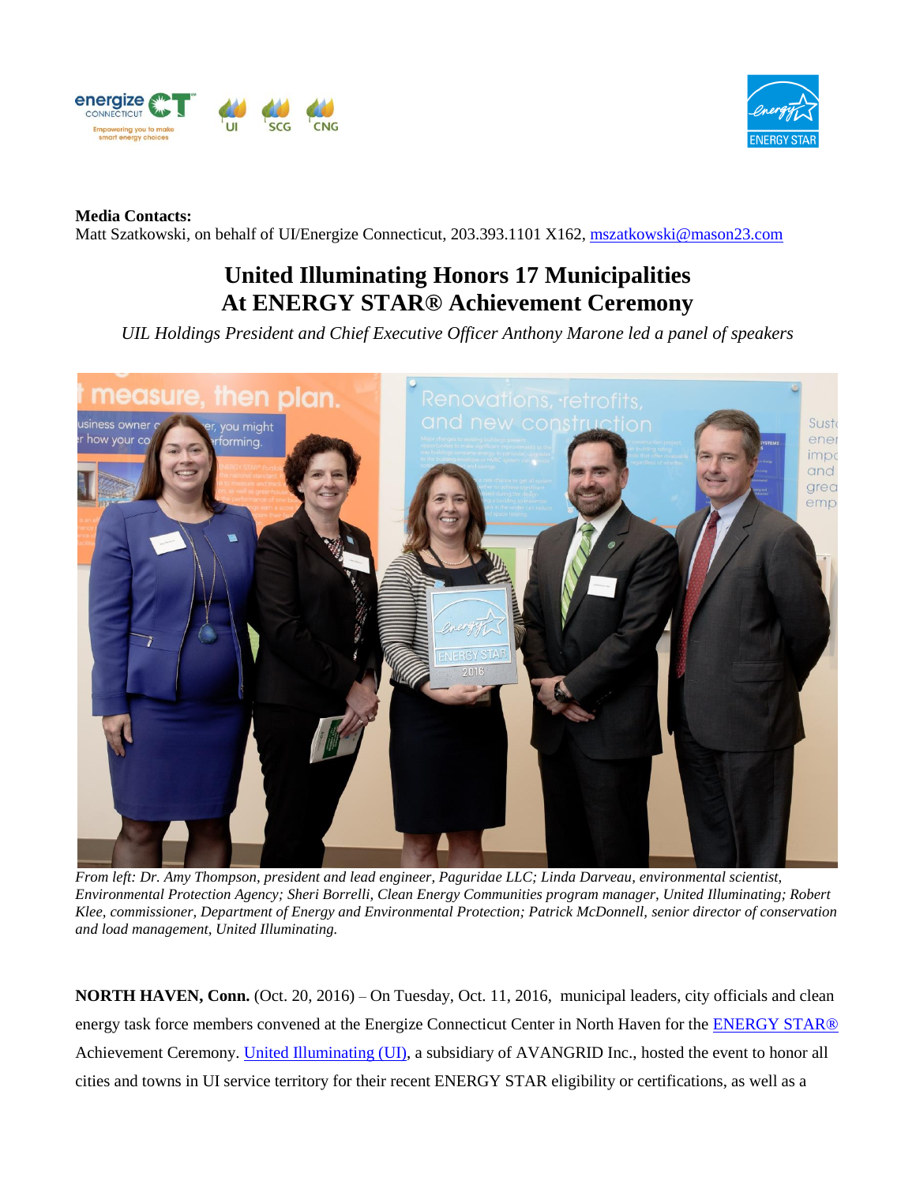**Media Contacts:**
Matt Szatkowski, on behalf of UI/Energize Connecticut, 203.393.1101 X162, mszatkowski@mason23.com

# United Illuminating Honors 17 Municipalities At ENERGY STAR® Achievement Ceremony

*UIL Holdings President and Chief Executive Officer Anthony Marone led a panel of speakers*

*From left: Dr. Amy Thompson, president and lead engineer, Paguridae LLC; Linda Darveau, environmental scientist, Environmental Protection Agency; Sheri Borrelli, Clean Energy Communities program manager, United Illuminating; Robert Klee, commissioner, Department of Energy and Environmental Protection; Patrick McDonnell, senior director of conservation and load management, United Illuminating.*

**NORTH HAVEN, Conn.** (Oct. 20, 2016) – On Tuesday, Oct. 11, 2016, municipal leaders, city officials and clean energy task force members convened at the Energize Connecticut Center in North Haven for the ENERGY STAR® Achievement Ceremony. United Illuminating (UI), a subsidiary of AVANGRID Inc., hosted the event to honor all cities and towns in UI service territory for their recent ENERGY STAR eligibility or certifications, as well as a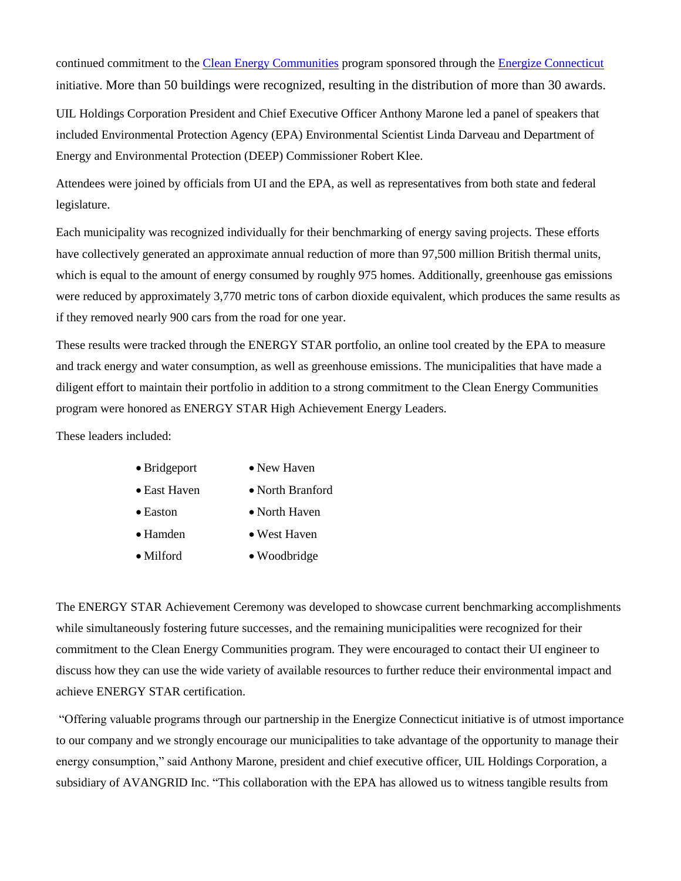continued commitment to the [Clean Energy Communities](#) program sponsored through the [Energize Connecticut](#) initiative. More than 50 buildings were recognized, resulting in the distribution of more than 30 awards.

UIL Holdings Corporation President and Chief Executive Officer Anthony Marone led a panel of speakers that included Environmental Protection Agency (EPA) Environmental Scientist Linda Darveau and Department of Energy and Environmental Protection (DEEP) Commissioner Robert Klee.

Attendees were joined by officials from UI and the EPA, as well as representatives from both state and federal legislature.

Each municipality was recognized individually for their benchmarking of energy saving projects. These efforts have collectively generated an approximate annual reduction of more than 97,500 million British thermal units, which is equal to the amount of energy consumed by roughly 975 homes. Additionally, greenhouse gas emissions were reduced by approximately 3,770 metric tons of carbon dioxide equivalent, which produces the same results as if they removed nearly 900 cars from the road for one year.

These results were tracked through the ENERGY STAR portfolio, an online tool created by the EPA to measure and track energy and water consumption, as well as greenhouse emissions. The municipalities that have made a diligent effort to maintain their portfolio in addition to a strong commitment to the Clean Energy Communities program were honored as ENERGY STAR High Achievement Energy Leaders.

These leaders included:

- Bridgeport
- East Haven
- Easton
- Hamden
- Milford
- New Haven
- North Branford
- North Haven
- West Haven
- Woodbridge

The ENERGY STAR Achievement Ceremony was developed to showcase current benchmarking accomplishments while simultaneously fostering future successes, and the remaining municipalities were recognized for their commitment to the Clean Energy Communities program. They were encouraged to contact their UI engineer to discuss how they can use the wide variety of available resources to further reduce their environmental impact and achieve ENERGY STAR certification.

"Offering valuable programs through our partnership in the Energize Connecticut initiative is of utmost importance to our company and we strongly encourage our municipalities to take advantage of the opportunity to manage their energy consumption," said Anthony Marone, president and chief executive officer, UIL Holdings Corporation, a subsidiary of AVANGRID Inc. "This collaboration with the EPA has allowed us to witness tangible results from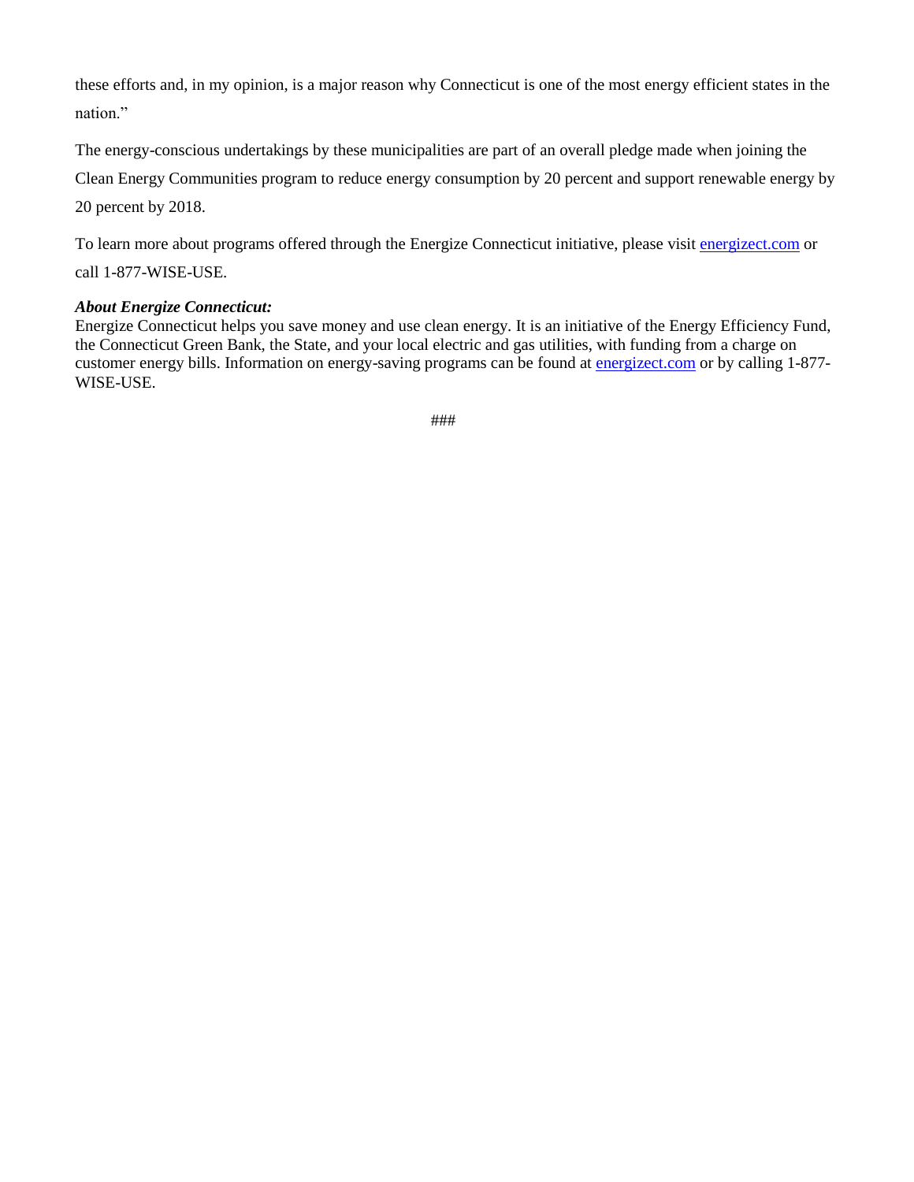these efforts and, in my opinion, is a major reason why Connecticut is one of the most energy efficient states in the nation."

The energy-conscious undertakings by these municipalities are part of an overall pledge made when joining the Clean Energy Communities program to reduce energy consumption by 20 percent and support renewable energy by 20 percent by 2018.

To learn more about programs offered through the Energize Connecticut initiative, please visit energizect.com or call 1-877-WISE-USE.

***About Energize Connecticut:***
Energize Connecticut helps you save money and use clean energy. It is an initiative of the Energy Efficiency Fund, the Connecticut Green Bank, the State, and your local electric and gas utilities, with funding from a charge on customer energy bills. Information on energy-saving programs can be found at energizect.com or by calling 1-877-WISE-USE.

###